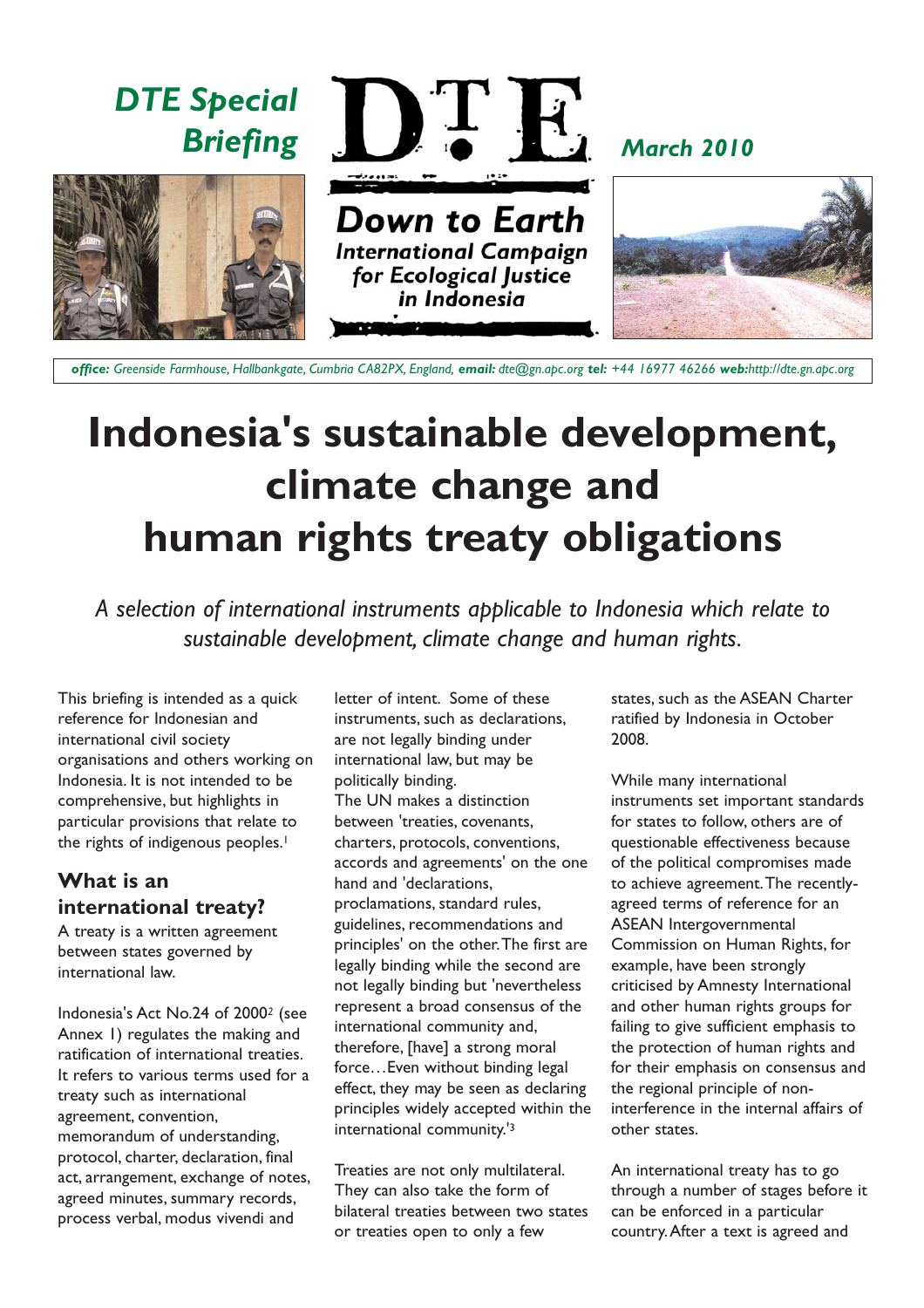*DTE Special Briefing*

**DTE**

***Down to Earth***
***International Campaign for Ecological Justice in Indonesia***

*March 2010*

*office: Greenside Farmhouse, Hallbankgate, Cumbria CA82PX, England, email: dte@gn.apc.org tel: +44 16977 46266 web:http://dte.gn.apc.org*

# Indonesia's sustainable development, climate change and human rights treaty obligations

*A selection of international instruments applicable to Indonesia which relate to sustainable development, climate change and human rights.*

This briefing is intended as a quick reference for Indonesian and international civil society organisations and others working on Indonesia. It is not intended to be comprehensive, but highlights in particular provisions that relate to the rights of indigenous peoples.[1]

## What is an international treaty?

A treaty is a written agreement between states governed by international law.

Indonesia's Act No.24 of 2000[2] (see Annex I) regulates the making and ratification of international treaties. It refers to various terms used for a treaty such as international agreement, convention, memorandum of understanding, protocol, charter, declaration, final act, arrangement, exchange of notes, agreed minutes, summary records, process verbal, modus vivendi and letter of intent. Some of these instruments, such as declarations, are not legally binding under international law, but may be politically binding.

The UN makes a distinction between 'treaties, covenants, charters, protocols, conventions, accords and agreements' on the one hand and 'declarations, proclamations, standard rules, guidelines, recommendations and principles' on the other. The first are legally binding while the second are not legally binding but 'nevertheless represent a broad consensus of the international community and, therefore, [have] a strong moral force…Even without binding legal effect, they may be seen as declaring principles widely accepted within the international community.'[3]

Treaties are not only multilateral. They can also take the form of bilateral treaties between two states or treaties open to only a few states, such as the ASEAN Charter ratified by Indonesia in October 2008.

While many international instruments set important standards for states to follow, others are of questionable effectiveness because of the political compromises made to achieve agreement. The recently-agreed terms of reference for an ASEAN Intergovernmental Commission on Human Rights, for example, have been strongly criticised by Amnesty International and other human rights groups for failing to give sufficient emphasis to the protection of human rights and for their emphasis on consensus and the regional principle of non-interference in the internal affairs of other states.

An international treaty has to go through a number of stages before it can be enforced in a particular country. After a text is agreed and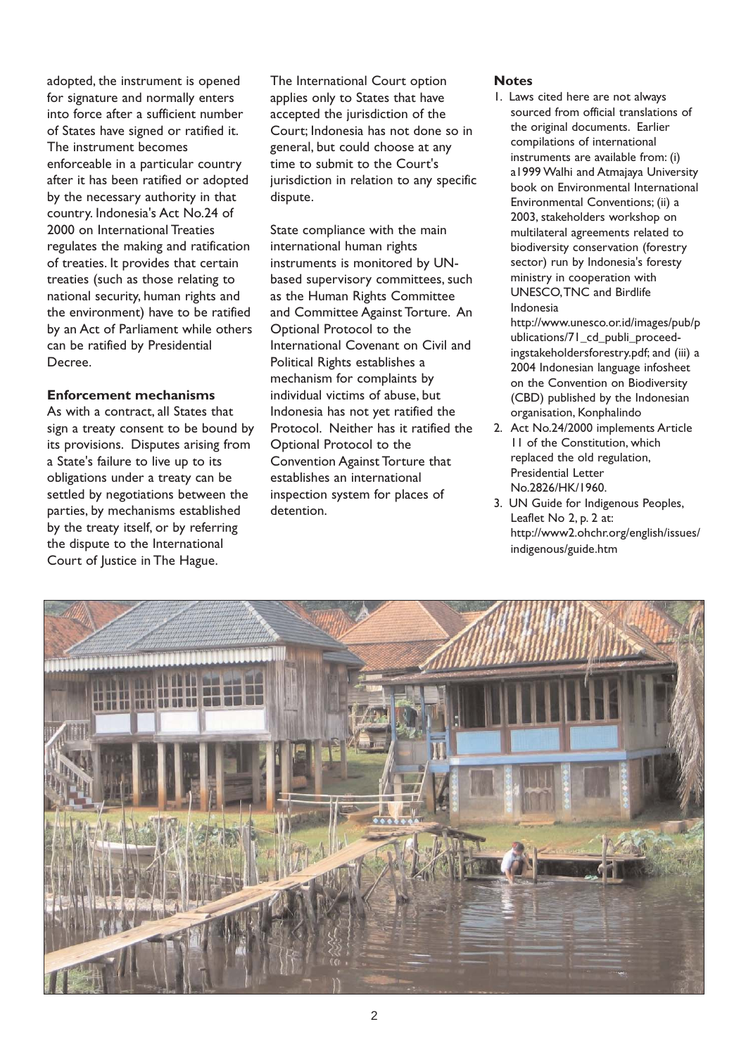adopted, the instrument is opened for signature and normally enters into force after a sufficient number of States have signed or ratified it. The instrument becomes enforceable in a particular country after it has been ratified or adopted by the necessary authority in that country. Indonesia's Act No.24 of 2000 on International Treaties regulates the making and ratification of treaties. It provides that certain treaties (such as those relating to national security, human rights and the environment) have to be ratified by an Act of Parliament while others can be ratified by Presidential Decree.

### Enforcement mechanisms

As with a contract, all States that sign a treaty consent to be bound by its provisions. Disputes arising from a State's failure to live up to its obligations under a treaty can be settled by negotiations between the parties, by mechanisms established by the treaty itself, or by referring the dispute to the International Court of Justice in The Hague.

The International Court option applies only to States that have accepted the jurisdiction of the Court; Indonesia has not done so in general, but could choose at any time to submit to the Court's jurisdiction in relation to any specific dispute.

State compliance with the main international human rights instruments is monitored by UN-based supervisory committees, such as the Human Rights Committee and Committee Against Torture. An Optional Protocol to the International Covenant on Civil and Political Rights establishes a mechanism for complaints by individual victims of abuse, but Indonesia has not yet ratified the Protocol. Neither has it ratified the Optional Protocol to the Convention Against Torture that establishes an international inspection system for places of detention.

### Notes

1. Laws cited here are not always sourced from official translations of the original documents. Earlier compilations of international instruments are available from: (i) a1999 Walhi and Atmajaya University book on Environmental International Environmental Conventions; (ii) a 2003, stakeholders workshop on multilateral agreements related to biodiversity conservation (forestry sector) run by Indonesia's foresty ministry in cooperation with UNESCO, TNC and Birdlife Indonesia http://www.unesco.or.id/images/pub/publications/71_cd_publi_proceedingstakeholdersforestry.pdf; and (iii) a 2004 Indonesian language infosheet on the Convention on Biodiversity (CBD) published by the Indonesian organisation, Konphalindo
2. Act No.24/2000 implements Article 11 of the Constitution, which replaced the old regulation, Presidential Letter No.2826/HK/1960.
3. UN Guide for Indigenous Peoples, Leaflet No 2, p. 2 at: http://www2.ohchr.org/english/issues/indigenous/guide.htm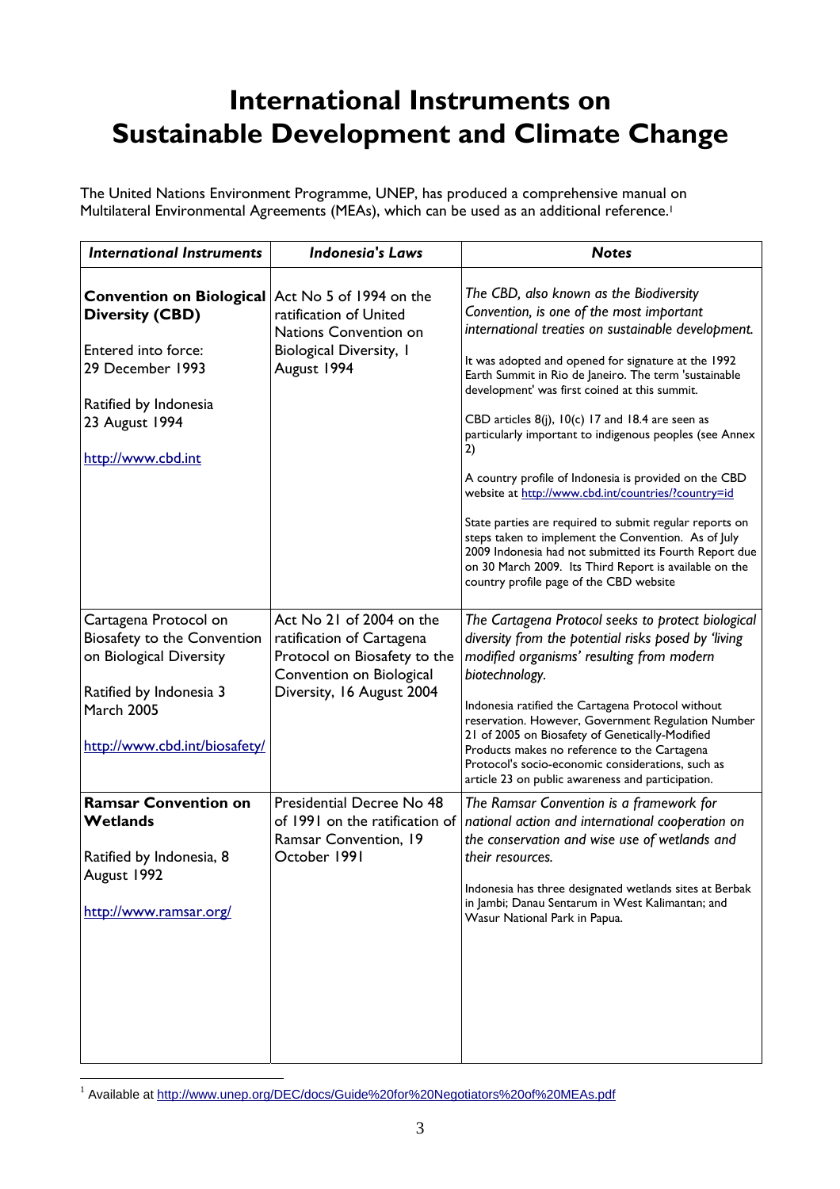# International Instruments on Sustainable Development and Climate Change

The United Nations Environment Programme, UNEP, has produced a comprehensive manual on Multilateral Environmental Agreements (MEAs), which can be used as an additional reference.[1]

| *International Instruments* | *Indonesia's Laws* | *Notes* |
|---|---|---|
| **Convention on Biological Diversity (CBD)**<br><br>Entered into force: 29 December 1993<br><br>Ratified by Indonesia 23 August 1994<br><br>http://www.cbd.int | Act No 5 of 1994 on the ratification of United Nations Convention on Biological Diversity, 1 August 1994 | *The CBD, also known as the Biodiversity Convention, is one of the most important international treaties on sustainable development.*<br><br>It was adopted and opened for signature at the 1992 Earth Summit in Rio de Janeiro. The term 'sustainable development' was first coined at this summit.<br><br>CBD articles 8(j), 10(c) 17 and 18.4 are seen as particularly important to indigenous peoples (see Annex 2)<br><br>A country profile of Indonesia is provided on the CBD website at http://www.cbd.int/countries/?country=id<br><br>State parties are required to submit regular reports on steps taken to implement the Convention. As of July 2009 Indonesia had not submitted its Fourth Report due on 30 March 2009. Its Third Report is available on the country profile page of the CBD website |
| Cartagena Protocol on Biosafety to the Convention on Biological Diversity<br><br>Ratified by Indonesia 3 March 2005<br><br>http://www.cbd.int/biosafety/ | Act No 21 of 2004 on the ratification of Cartagena Protocol on Biosafety to the Convention on Biological Diversity, 16 August 2004 | *The Cartagena Protocol seeks to protect biological diversity from the potential risks posed by 'living modified organisms' resulting from modern biotechnology.*<br><br>Indonesia ratified the Cartagena Protocol without reservation. However, Government Regulation Number 21 of 2005 on Biosafety of Genetically-Modified Products makes no reference to the Cartagena Protocol's socio-economic considerations, such as article 23 on public awareness and participation. |
| **Ramsar Convention on Wetlands**<br><br>Ratified by Indonesia, 8 August 1992<br><br>http://www.ramsar.org/ | Presidential Decree No 48 of 1991 on the ratification of Ramsar Convention, 19 October 1991 | *The Ramsar Convention is a framework for national action and international cooperation on the conservation and wise use of wetlands and their resources.*<br><br>Indonesia has three designated wetlands sites at Berbak in Jambi; Danau Sentarum in West Kalimantan; and Wasur National Park in Papua. |

[1] Available at http://www.unep.org/DEC/docs/Guide%20for%20Negotiators%20of%20MEAs.pdf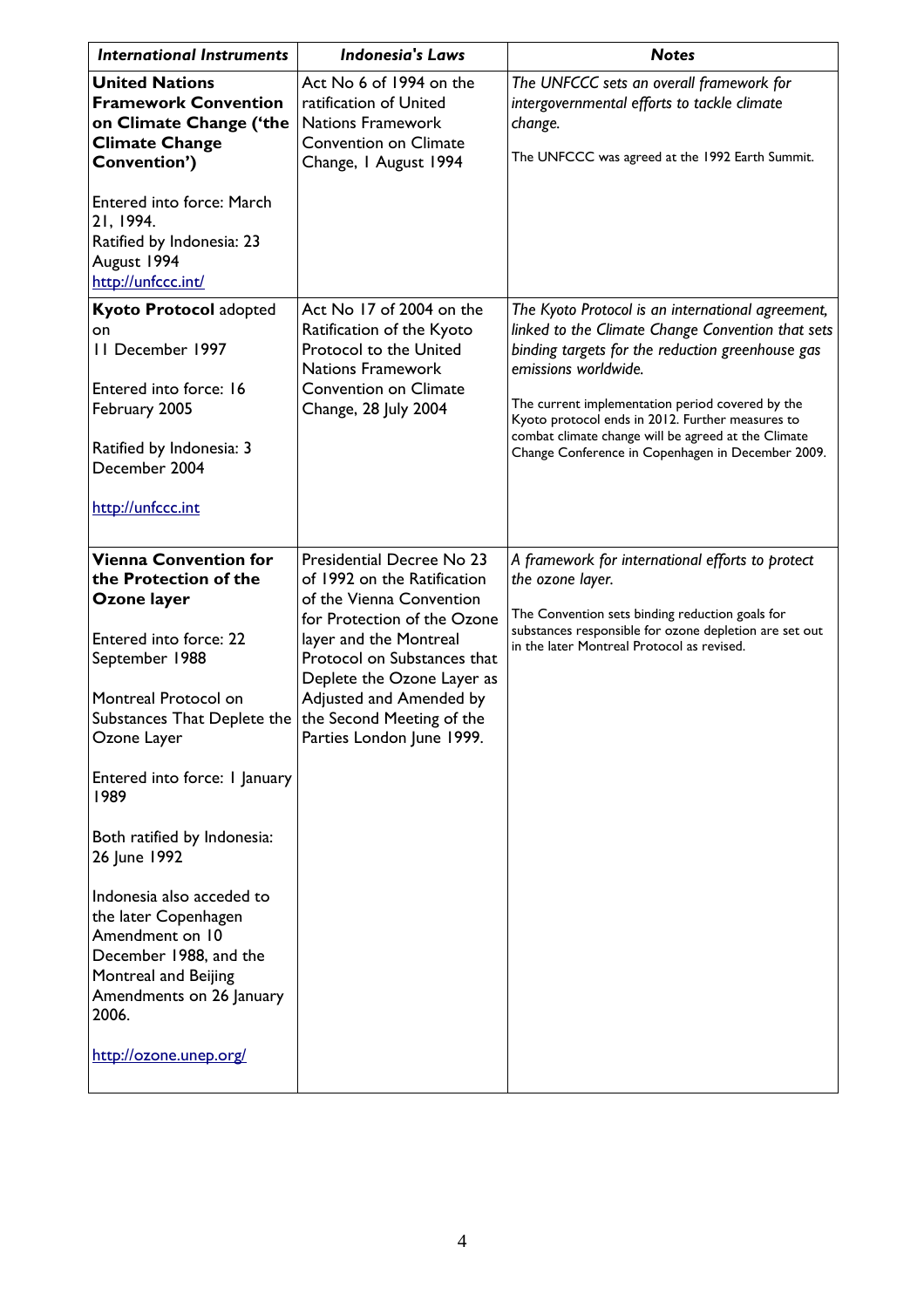| *International Instruments* | *Indonesia's Laws* | *Notes* |
|---|---|---|
| **United Nations Framework Convention on Climate Change ('the Climate Change Convention')**<br><br>Entered into force: March 21, 1994.<br>Ratified by Indonesia: 23 August 1994<br>http://unfccc.int/ | Act No 6 of 1994 on the ratification of United Nations Framework Convention on Climate Change, 1 August 1994 | *The UNFCCC sets an overall framework for intergovernmental efforts to tackle climate change.*<br><br>The UNFCCC was agreed at the 1992 Earth Summit. |
| **Kyoto Protocol** adopted on<br>11 December 1997<br><br>Entered into force: 16 February 2005<br><br>Ratified by Indonesia: 3 December 2004<br><br>http://unfccc.int | Act No 17 of 2004 on the Ratification of the Kyoto Protocol to the United Nations Framework Convention on Climate Change, 28 July 2004 | *The Kyoto Protocol is an international agreement, linked to the Climate Change Convention that sets binding targets for the reduction greenhouse gas emissions worldwide.*<br><br>The current implementation period covered by the Kyoto protocol ends in 2012. Further measures to combat climate change will be agreed at the Climate Change Conference in Copenhagen in December 2009. |
| **Vienna Convention for the Protection of the Ozone layer**<br><br>Entered into force: 22 September 1988<br><br>Montreal Protocol on Substances That Deplete the Ozone Layer<br><br>Entered into force: 1 January 1989<br><br>Both ratified by Indonesia: 26 June 1992<br><br>Indonesia also acceded to the later Copenhagen Amendment on 10 December 1988, and the Montreal and Beijing Amendments on 26 January 2006.<br><br>http://ozone.unep.org/ | Presidential Decree No 23 of 1992 on the Ratification of the Vienna Convention for Protection of the Ozone layer and the Montreal Protocol on Substances that Deplete the Ozone Layer as Adjusted and Amended by the Second Meeting of the Parties London June 1999. | *A framework for international efforts to protect the ozone layer.*<br><br>The Convention sets binding reduction goals for substances responsible for ozone depletion are set out in the later Montreal Protocol as revised. |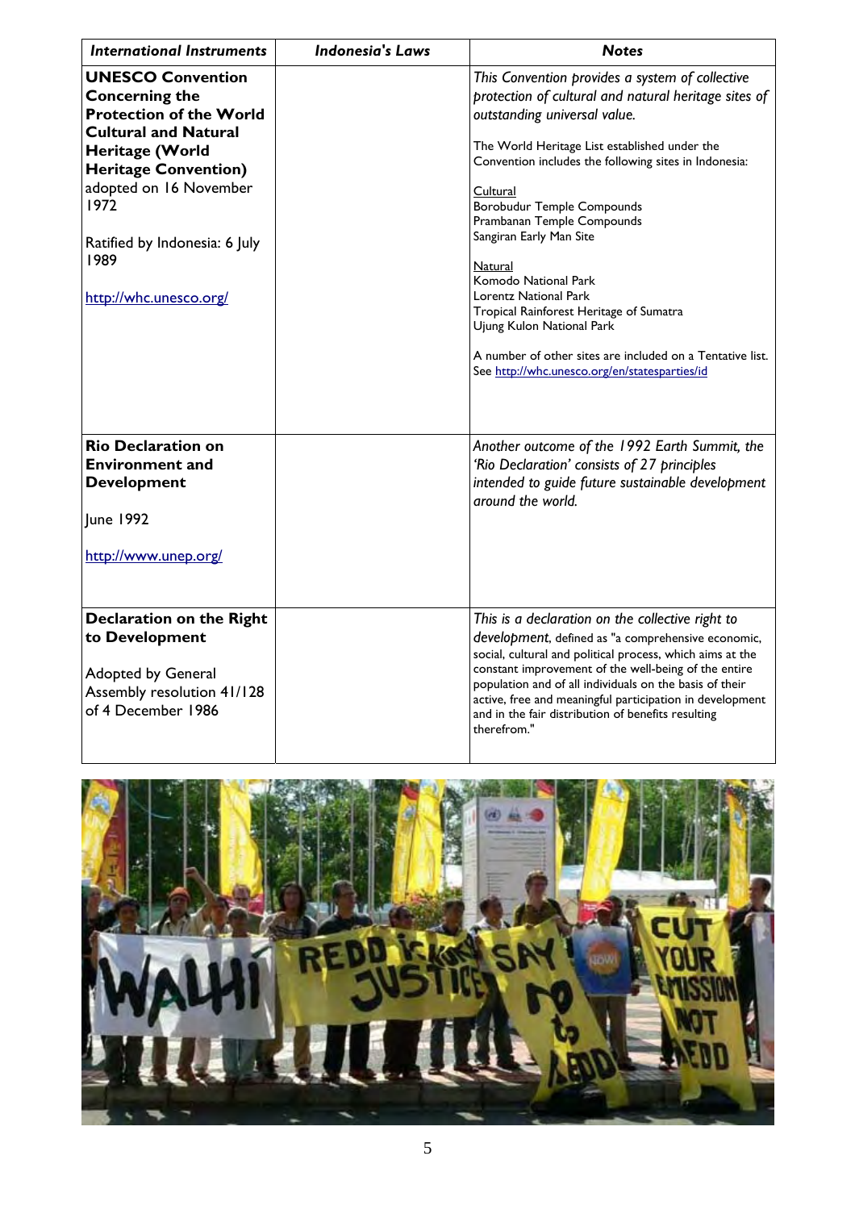| *International Instruments* | *Indonesia's Laws* | *Notes* |
|---|---|---|
| **UNESCO Convention Concerning the Protection of the World Cultural and Natural Heritage (World Heritage Convention)** adopted on 16 November 1972<br><br>Ratified by Indonesia: 6 July 1989<br><br>http://whc.unesco.org/ | | *This Convention provides a system of collective protection of cultural and natural heritage sites of outstanding universal value.*<br><br>The World Heritage List established under the Convention includes the following sites in Indonesia:<br><br>Cultural<br>Borobudur Temple Compounds<br>Prambanan Temple Compounds<br>Sangiran Early Man Site<br><br>Natural<br>Komodo National Park<br>Lorentz National Park<br>Tropical Rainforest Heritage of Sumatra<br>Ujung Kulon National Park<br><br>A number of other sites are included on a Tentative list. See http://whc.unesco.org/en/statesparties/id |
| **Rio Declaration on Environment and Development**<br><br>June 1992<br><br>http://www.unep.org/ | | *Another outcome of the 1992 Earth Summit, the 'Rio Declaration' consists of 27 principles intended to guide future sustainable development around the world.* |
| **Declaration on the Right to Development**<br><br>Adopted by General Assembly resolution 41/128 of 4 December 1986 | | *This is a declaration on the collective right to development*, defined as "a comprehensive economic, social, cultural and political process, which aims at the constant improvement of the well-being of the entire population and of all individuals on the basis of their active, free and meaningful participation in development and in the fair distribution of benefits resulting therefrom." |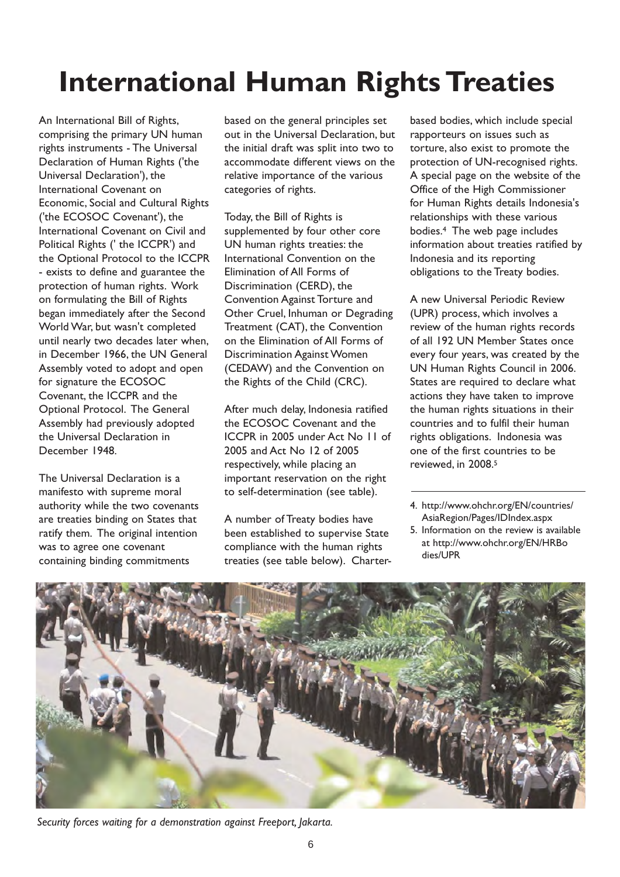# International Human Rights Treaties

An International Bill of Rights, comprising the primary UN human rights instruments - The Universal Declaration of Human Rights ('the Universal Declaration'), the International Covenant on Economic, Social and Cultural Rights ('the ECOSOC Covenant'), the International Covenant on Civil and Political Rights (' the ICCPR') and the Optional Protocol to the ICCPR - exists to define and guarantee the protection of human rights. Work on formulating the Bill of Rights began immediately after the Second World War, but wasn't completed until nearly two decades later when, in December 1966, the UN General Assembly voted to adopt and open for signature the ECOSOC Covenant, the ICCPR and the Optional Protocol. The General Assembly had previously adopted the Universal Declaration in December 1948.

The Universal Declaration is a manifesto with supreme moral authority while the two covenants are treaties binding on States that ratify them. The original intention was to agree one covenant containing binding commitments based on the general principles set out in the Universal Declaration, but the initial draft was split into two to accommodate different views on the relative importance of the various categories of rights.

Today, the Bill of Rights is supplemented by four other core UN human rights treaties: the International Convention on the Elimination of All Forms of Discrimination (CERD), the Convention Against Torture and Other Cruel, Inhuman or Degrading Treatment (CAT), the Convention on the Elimination of All Forms of Discrimination Against Women (CEDAW) and the Convention on the Rights of the Child (CRC).

After much delay, Indonesia ratified the ECOSOC Covenant and the ICCPR in 2005 under Act No 11 of 2005 and Act No 12 of 2005 respectively, while placing an important reservation on the right to self-determination (see table).

A number of Treaty bodies have been established to supervise State compliance with the human rights treaties (see table below). Charter-based bodies, which include special rapporteurs on issues such as torture, also exist to promote the protection of UN-recognised rights. A special page on the website of the Office of the High Commissioner for Human Rights details Indonesia's relationships with these various bodies.[4] The web page includes information about treaties ratified by Indonesia and its reporting obligations to the Treaty bodies.

A new Universal Periodic Review (UPR) process, which involves a review of the human rights records of all 192 UN Member States once every four years, was created by the UN Human Rights Council in 2006. States are required to declare what actions they have taken to improve the human rights situations in their countries and to fulfil their human rights obligations. Indonesia was one of the first countries to be reviewed, in 2008.[5]

4. http://www.ohchr.org/EN/countries/AsiaRegion/Pages/IDIndex.aspx
5. Information on the review is available at http://www.ohchr.org/EN/HRBodies/UPR

*Security forces waiting for a demonstration against Freeport, Jakarta.*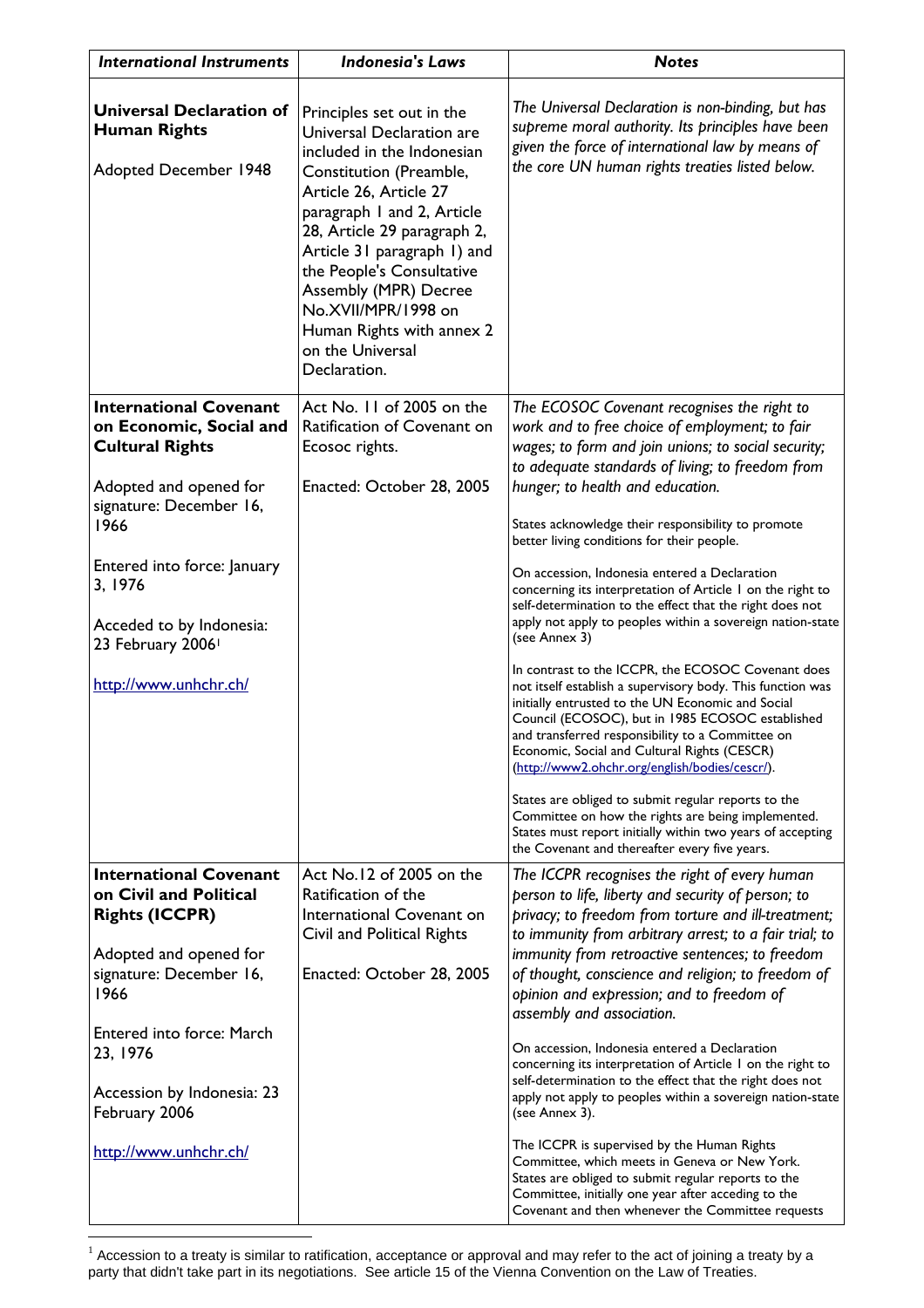| *International Instruments* | *Indonesia's Laws* | *Notes* |
|---|---|---|
| **Universal Declaration of Human Rights**<br><br>Adopted December 1948 | Principles set out in the Universal Declaration are included in the Indonesian Constitution (Preamble, Article 26, Article 27 paragraph 1 and 2, Article 28, Article 29 paragraph 2, Article 31 paragraph 1) and the People's Consultative Assembly (MPR) Decree No.XVII/MPR/1998 on Human Rights with annex 2 on the Universal Declaration. | *The Universal Declaration is non-binding, but has supreme moral authority. Its principles have been given the force of international law by means of the core UN human rights treaties listed below.* |
| **International Covenant on Economic, Social and Cultural Rights**<br><br>Adopted and opened for signature: December 16, 1966<br><br>Entered into force: January 3, 1976<br><br>Acceded to by Indonesia: 23 February 2006[1]<br><br>http://www.unhchr.ch/ | Act No. 11 of 2005 on the Ratification of Covenant on Ecosoc rights.<br><br>Enacted: October 28, 2005 | *The ECOSOC Covenant recognises the right to work and to free choice of employment; to fair wages; to form and join unions; to social security; to adequate standards of living; to freedom from hunger; to health and education.*<br><br>States acknowledge their responsibility to promote better living conditions for their people.<br><br>On accession, Indonesia entered a Declaration concerning its interpretation of Article 1 on the right to self-determination to the effect that the right does not apply not apply to peoples within a sovereign nation-state (see Annex 3)<br><br>In contrast to the ICCPR, the ECOSOC Covenant does not itself establish a supervisory body. This function was initially entrusted to the UN Economic and Social Council (ECOSOC), but in 1985 ECOSOC established and transferred responsibility to a Committee on Economic, Social and Cultural Rights (CESCR) (http://www2.ohchr.org/english/bodies/cescr/).<br><br>States are obliged to submit regular reports to the Committee on how the rights are being implemented. States must report initially within two years of accepting the Covenant and thereafter every five years. |
| **International Covenant on Civil and Political Rights (ICCPR)**<br><br>Adopted and opened for signature: December 16, 1966<br><br>Entered into force: March 23, 1976<br><br>Accession by Indonesia: 23 February 2006<br><br>http://www.unhchr.ch/ | Act No.12 of 2005 on the Ratification of the International Covenant on Civil and Political Rights<br><br>Enacted: October 28, 2005 | *The ICCPR recognises the right of every human person to life, liberty and security of person; to privacy; to freedom from torture and ill-treatment; to immunity from arbitrary arrest; to a fair trial; to immunity from retroactive sentences; to freedom of thought, conscience and religion; to freedom of opinion and expression; and to freedom of assembly and association.*<br><br>On accession, Indonesia entered a Declaration concerning its interpretation of Article 1 on the right to self-determination to the effect that the right does not apply not apply to peoples within a sovereign nation-state (see Annex 3).<br><br>The ICCPR is supervised by the Human Rights Committee, which meets in Geneva or New York. States are obliged to submit regular reports to the Committee, initially one year after acceding to the Covenant and then whenever the Committee requests |

[1] Accession to a treaty is similar to ratification, acceptance or approval and may refer to the act of joining a treaty by a party that didn't take part in its negotiations. See article 15 of the Vienna Convention on the Law of Treaties.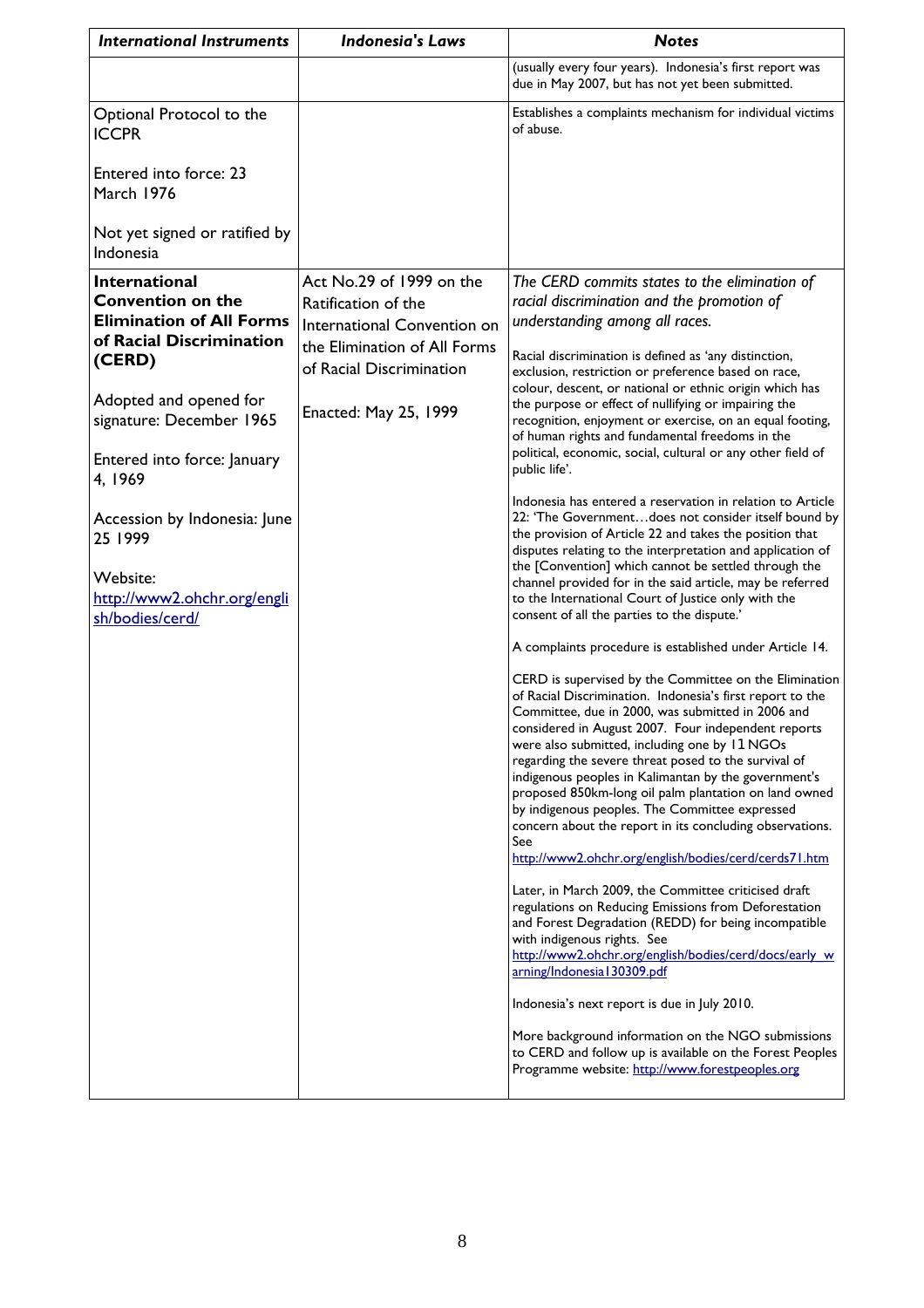| *International Instruments* | *Indonesia's Laws* | *Notes* |
|---|---|---|
| | | (usually every four years). Indonesia's first report was due in May 2007, but has not yet been submitted. |
| Optional Protocol to the ICCPR<br><br>Entered into force: 23 March 1976<br><br>Not yet signed or ratified by Indonesia | | Establishes a complaints mechanism for individual victims of abuse. |
| **International Convention on the Elimination of All Forms of Racial Discrimination (CERD)**<br><br>Adopted and opened for signature: December 1965<br><br>Entered into force: January 4, 1969<br><br>Accession by Indonesia: June 25 1999<br><br>Website: http://www2.ohchr.org/english/bodies/cerd/ | Act No.29 of 1999 on the Ratification of the International Convention on the Elimination of All Forms of Racial Discrimination<br><br>Enacted: May 25, 1999 | *The CERD commits states to the elimination of racial discrimination and the promotion of understanding among all races.*<br><br>Racial discrimination is defined as 'any distinction, exclusion, restriction or preference based on race, colour, descent, or national or ethnic origin which has the purpose or effect of nullifying or impairing the recognition, enjoyment or exercise, on an equal footing, of human rights and fundamental freedoms in the political, economic, social, cultural or any other field of public life'.<br><br>Indonesia has entered a reservation in relation to Article 22: 'The Government…does not consider itself bound by the provision of Article 22 and takes the position that disputes relating to the interpretation and application of the [Convention] which cannot be settled through the channel provided for in the said article, may be referred to the International Court of Justice only with the consent of all the parties to the dispute.'<br><br>A complaints procedure is established under Article 14.<br><br>CERD is supervised by the Committee on the Elimination of Racial Discrimination. Indonesia's first report to the Committee, due in 2000, was submitted in 2006 and considered in August 2007. Four independent reports were also submitted, including one by 11 NGOs regarding the severe threat posed to the survival of indigenous peoples in Kalimantan by the government's proposed 850km-long oil palm plantation on land owned by indigenous peoples. The Committee expressed concern about the report in its concluding observations. See http://www2.ohchr.org/english/bodies/cerd/cerds71.htm<br><br>Later, in March 2009, the Committee criticised draft regulations on Reducing Emissions from Deforestation and Forest Degradation (REDD) for being incompatible with indigenous rights. See http://www2.ohchr.org/english/bodies/cerd/docs/early_warning/Indonesia130309.pdf<br><br>Indonesia's next report is due in July 2010.<br><br>More background information on the NGO submissions to CERD and follow up is available on the Forest Peoples Programme website: http://www.forestpeoples.org |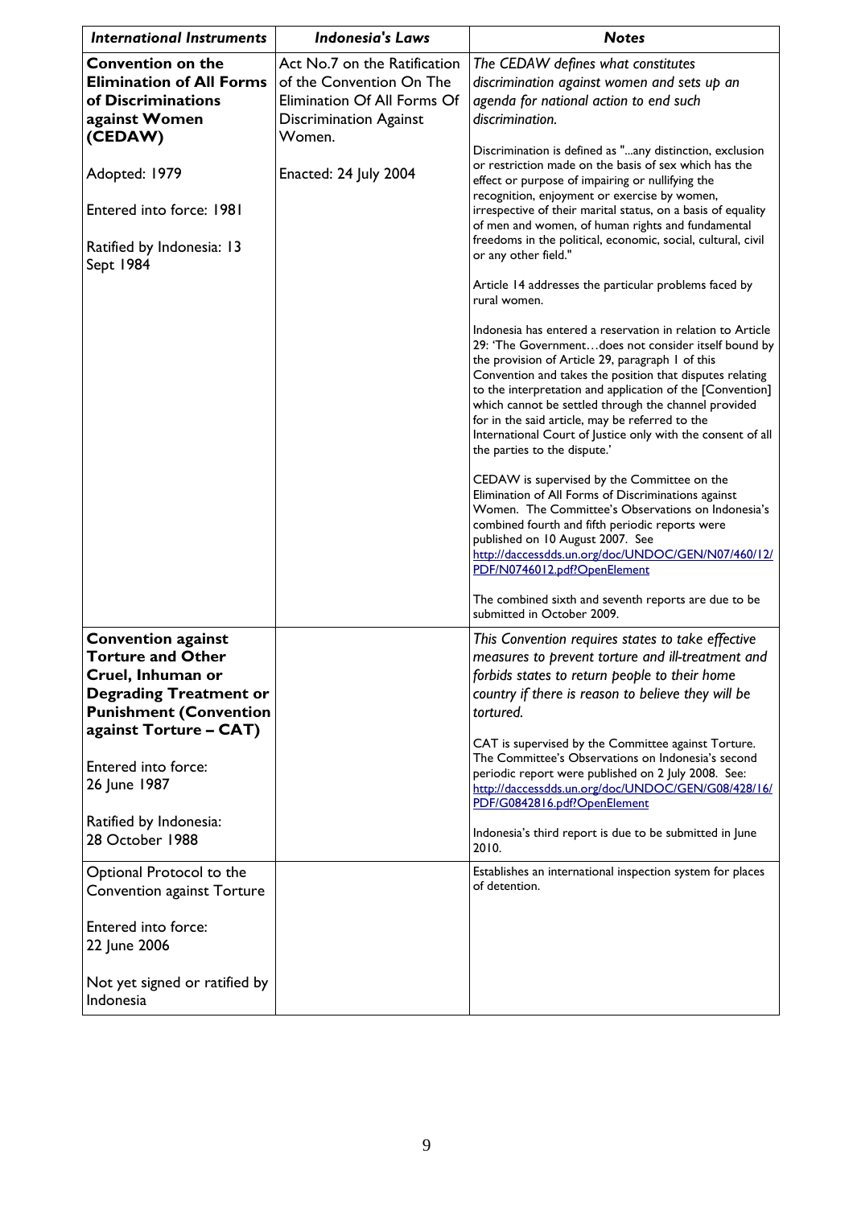| *International Instruments* | *Indonesia's Laws* | *Notes* |
|---|---|---|
| **Convention on the Elimination of All Forms of Discriminations against Women (CEDAW)**<br><br>Adopted: 1979<br><br>Entered into force: 1981<br><br>Ratified by Indonesia: 13 Sept 1984 | Act No.7 on the Ratification of the Convention On The Elimination Of All Forms Of Discrimination Against Women.<br><br>Enacted: 24 July 2004 | *The CEDAW defines what constitutes discrimination against women and sets up an agenda for national action to end such discrimination.*<br><br>Discrimination is defined as "...any distinction, exclusion or restriction made on the basis of sex which has the effect or purpose of impairing or nullifying the recognition, enjoyment or exercise by women, irrespective of their marital status, on a basis of equality of men and women, of human rights and fundamental freedoms in the political, economic, social, cultural, civil or any other field."<br><br>Article 14 addresses the particular problems faced by rural women.<br><br>Indonesia has entered a reservation in relation to Article 29: 'The Government…does not consider itself bound by the provision of Article 29, paragraph 1 of this Convention and takes the position that disputes relating to the interpretation and application of the [Convention] which cannot be settled through the channel provided for in the said article, may be referred to the International Court of Justice only with the consent of all the parties to the dispute.'<br><br>CEDAW is supervised by the Committee on the Elimination of All Forms of Discriminations against Women. The Committee's Observations on Indonesia's combined fourth and fifth periodic reports were published on 10 August 2007. See http://daccessdds.un.org/doc/UNDOC/GEN/N07/460/12/PDF/N0746012.pdf?OpenElement<br><br>The combined sixth and seventh reports are due to be submitted in October 2009. |
| **Convention against Torture and Other Cruel, Inhuman or Degrading Treatment or Punishment (Convention against Torture – CAT)**<br><br>Entered into force: 26 June 1987<br><br>Ratified by Indonesia: 28 October 1988 | | *This Convention requires states to take effective measures to prevent torture and ill-treatment and forbids states to return people to their home country if there is reason to believe they will be tortured.*<br><br>CAT is supervised by the Committee against Torture. The Committee's Observations on Indonesia's second periodic report were published on 2 July 2008. See: http://daccessdds.un.org/doc/UNDOC/GEN/G08/428/16/PDF/G0842816.pdf?OpenElement<br><br>Indonesia's third report is due to be submitted in June 2010. |
| Optional Protocol to the Convention against Torture<br><br>Entered into force: 22 June 2006<br><br>Not yet signed or ratified by Indonesia | | Establishes an international inspection system for places of detention. |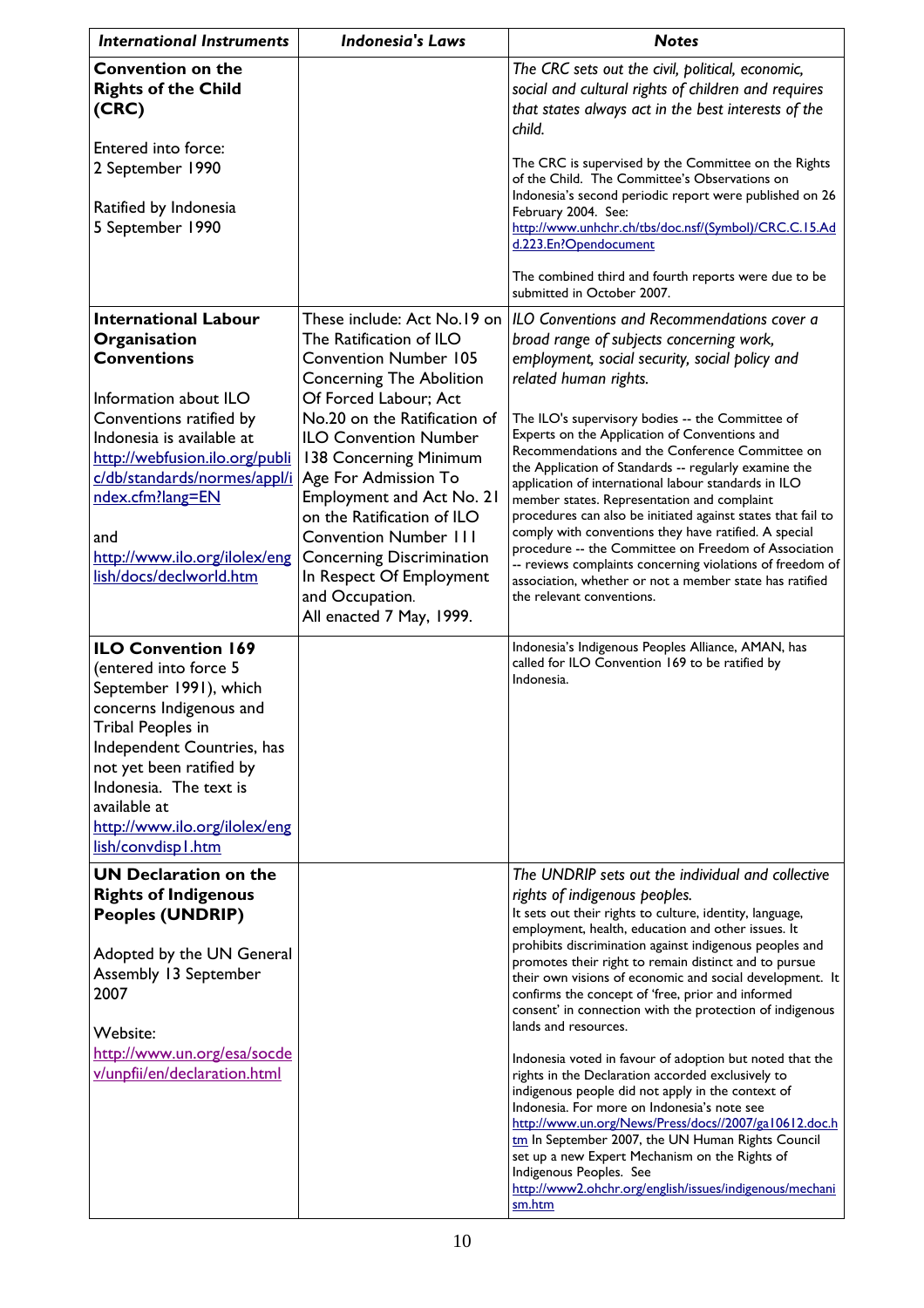| *International Instruments* | *Indonesia's Laws* | *Notes* |
|---|---|---|
| **Convention on the Rights of the Child (CRC)**<br><br>Entered into force:<br>2 September 1990<br><br>Ratified by Indonesia<br>5 September 1990 | | *The CRC sets out the civil, political, economic, social and cultural rights of children and requires that states always act in the best interests of the child.*<br><br>The CRC is supervised by the Committee on the Rights of the Child. The Committee's Observations on Indonesia's second periodic report were published on 26 February 2004. See: http://www.unhchr.ch/tbs/doc.nsf/(Symbol)/CRC.C.15.Add.223.En?Opendocument<br><br>The combined third and fourth reports were due to be submitted in October 2007. |
| **International Labour Organisation Conventions**<br><br>Information about ILO Conventions ratified by Indonesia is available at http://webfusion.ilo.org/public/db/standards/normes/appl/index.cfm?lang=EN<br><br>and<br>http://www.ilo.org/ilolex/english/docs/declworld.htm | These include: Act No.19 on The Ratification of ILO Convention Number 105 Concerning The Abolition Of Forced Labour; Act No.20 on the Ratification of ILO Convention Number 138 Concerning Minimum Age For Admission To Employment and Act No. 21 on the Ratification of ILO Convention Number 111 Concerning Discrimination In Respect Of Employment and Occupation.<br>All enacted 7 May, 1999. | *ILO Conventions and Recommendations cover a broad range of subjects concerning work, employment, social security, social policy and related human rights.*<br><br>The ILO's supervisory bodies -- the Committee of Experts on the Application of Conventions and Recommendations and the Conference Committee on the Application of Standards -- regularly examine the application of international labour standards in ILO member states. Representation and complaint procedures can also be initiated against states that fail to comply with conventions they have ratified. A special procedure -- the Committee on Freedom of Association -- reviews complaints concerning violations of freedom of association, whether or not a member state has ratified the relevant conventions. |
| **ILO Convention 169** (entered into force 5 September 1991), which concerns Indigenous and Tribal Peoples in Independent Countries, has not yet been ratified by Indonesia. The text is available at http://www.ilo.org/ilolex/english/convdisp1.htm | | Indonesia's Indigenous Peoples Alliance, AMAN, has called for ILO Convention 169 to be ratified by Indonesia. |
| **UN Declaration on the Rights of Indigenous Peoples (UNDRIP)**<br><br>Adopted by the UN General Assembly 13 September 2007<br><br>Website:<br>http://www.un.org/esa/socdev/unpfii/en/declaration.html | | *The UNDRIP sets out the individual and collective rights of indigenous peoples.*<br>It sets out their rights to culture, identity, language, employment, health, education and other issues. It prohibits discrimination against indigenous peoples and promotes their right to remain distinct and to pursue their own visions of economic and social development. It confirms the concept of 'free, prior and informed consent' in connection with the protection of indigenous lands and resources.<br><br>Indonesia voted in favour of adoption but noted that the rights in the Declaration accorded exclusively to indigenous people did not apply in the context of Indonesia. For more on Indonesia's note see http://www.un.org/News/Press/docs//2007/ga10612.doc.htm In September 2007, the UN Human Rights Council set up a new Expert Mechanism on the Rights of Indigenous Peoples. See http://www2.ohchr.org/english/issues/indigenous/mechanism.htm |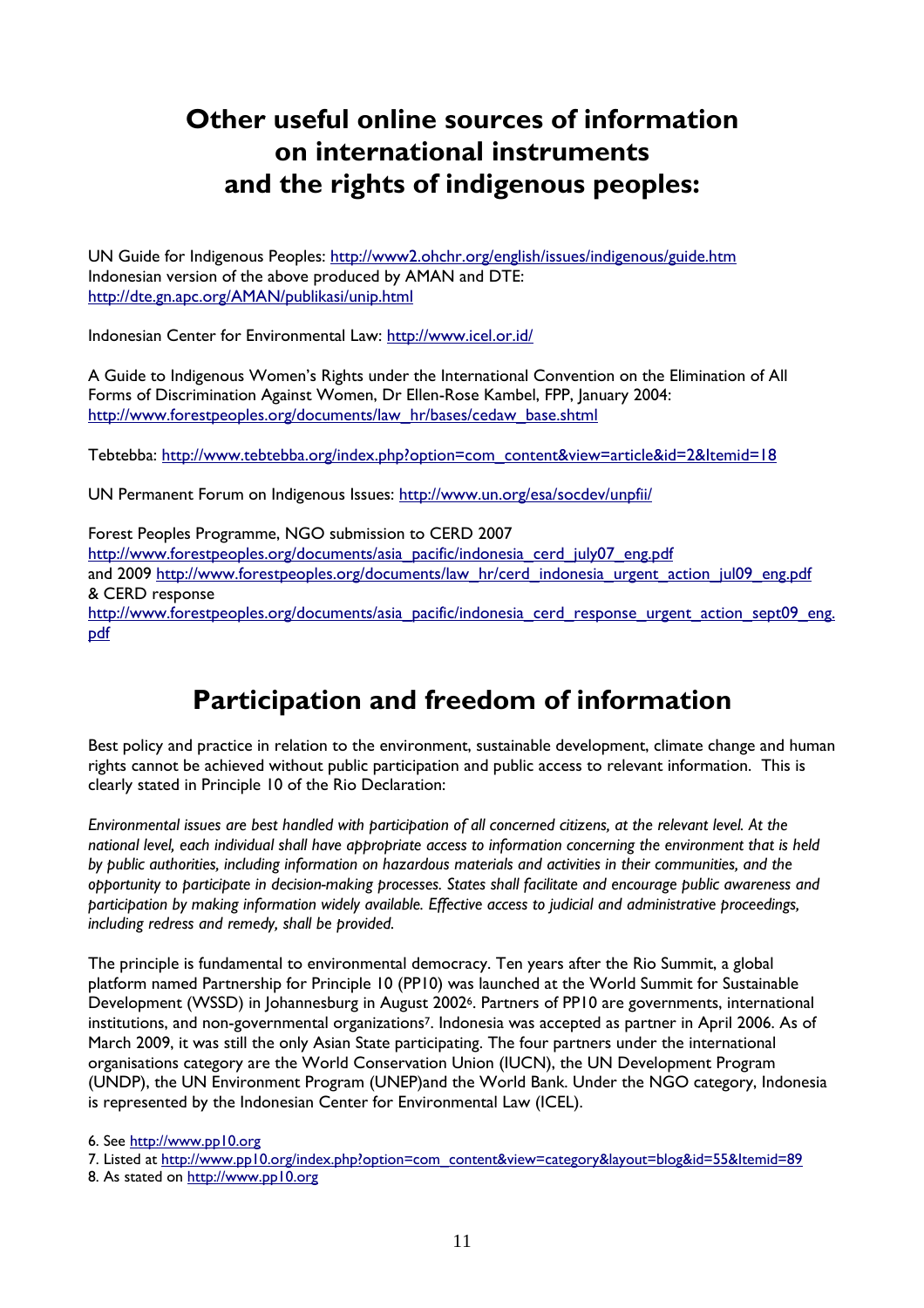# Other useful online sources of information on international instruments and the rights of indigenous peoples:

UN Guide for Indigenous Peoples: http://www2.ohchr.org/english/issues/indigenous/guide.htm
Indonesian version of the above produced by AMAN and DTE:
http://dte.gn.apc.org/AMAN/publikasi/unip.html

Indonesian Center for Environmental Law: http://www.icel.or.id/

A Guide to Indigenous Women's Rights under the International Convention on the Elimination of All Forms of Discrimination Against Women, Dr Ellen-Rose Kambel, FPP, January 2004:
http://www.forestpeoples.org/documents/law_hr/bases/cedaw_base.shtml

Tebtebba: http://www.tebtebba.org/index.php?option=com_content&view=article&id=2&Itemid=18

UN Permanent Forum on Indigenous Issues: http://www.un.org/esa/socdev/unpfii/

Forest Peoples Programme, NGO submission to CERD 2007
http://www.forestpeoples.org/documents/asia_pacific/indonesia_cerd_july07_eng.pdf
and 2009 http://www.forestpeoples.org/documents/law_hr/cerd_indonesia_urgent_action_jul09_eng.pdf
& CERD response
http://www.forestpeoples.org/documents/asia_pacific/indonesia_cerd_response_urgent_action_sept09_eng.pdf

# Participation and freedom of information

Best policy and practice in relation to the environment, sustainable development, climate change and human rights cannot be achieved without public participation and public access to relevant information. This is clearly stated in Principle 10 of the Rio Declaration:

*Environmental issues are best handled with participation of all concerned citizens, at the relevant level. At the national level, each individual shall have appropriate access to information concerning the environment that is held by public authorities, including information on hazardous materials and activities in their communities, and the opportunity to participate in decision-making processes. States shall facilitate and encourage public awareness and participation by making information widely available. Effective access to judicial and administrative proceedings, including redress and remedy, shall be provided.*

The principle is fundamental to environmental democracy. Ten years after the Rio Summit, a global platform named Partnership for Principle 10 (PP10) was launched at the World Summit for Sustainable Development (WSSD) in Johannesburg in August 2002[6]. Partners of PP10 are governments, international institutions, and non-governmental organizations[7]. Indonesia was accepted as partner in April 2006. As of March 2009, it was still the only Asian State participating. The four partners under the international organisations category are the World Conservation Union (IUCN), the UN Development Program (UNDP), the UN Environment Program (UNEP)and the World Bank. Under the NGO category, Indonesia is represented by the Indonesian Center for Environmental Law (ICEL).

6. See http://www.pp10.org
7. Listed at http://www.pp10.org/index.php?option=com_content&view=category&layout=blog&id=55&Itemid=89
8. As stated on http://www.pp10.org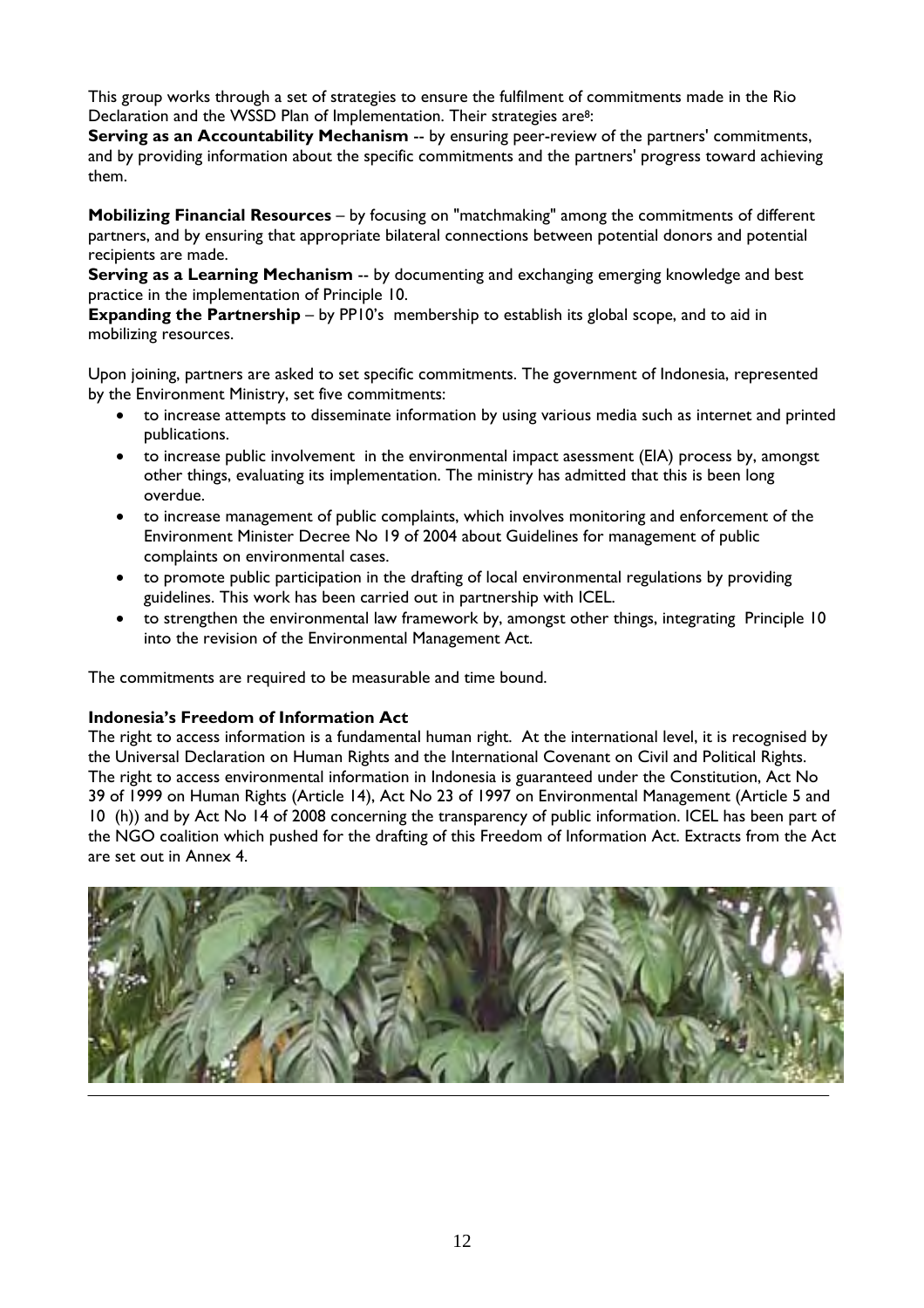This group works through a set of strategies to ensure the fulfilment of commitments made in the Rio Declaration and the WSSD Plan of Implementation. Their strategies are[8]:

**Serving as an Accountability Mechanism** -- by ensuring peer-review of the partners' commitments, and by providing information about the specific commitments and the partners' progress toward achieving them.

**Mobilizing Financial Resources** – by focusing on "matchmaking" among the commitments of different partners, and by ensuring that appropriate bilateral connections between potential donors and potential recipients are made.

**Serving as a Learning Mechanism** -- by documenting and exchanging emerging knowledge and best practice in the implementation of Principle 10.

**Expanding the Partnership** – by PP10's membership to establish its global scope, and to aid in mobilizing resources.

Upon joining, partners are asked to set specific commitments. The government of Indonesia, represented by the Environment Ministry, set five commitments:

- to increase attempts to disseminate information by using various media such as internet and printed publications.
- to increase public involvement in the environmental impact asessment (EIA) process by, amongst other things, evaluating its implementation. The ministry has admitted that this is been long overdue.
- to increase management of public complaints, which involves monitoring and enforcement of the Environment Minister Decree No 19 of 2004 about Guidelines for management of public complaints on environmental cases.
- to promote public participation in the drafting of local environmental regulations by providing guidelines. This work has been carried out in partnership with ICEL.
- to strengthen the environmental law framework by, amongst other things, integrating Principle 10 into the revision of the Environmental Management Act.

The commitments are required to be measurable and time bound.

**Indonesia's Freedom of Information Act**

The right to access information is a fundamental human right. At the international level, it is recognised by the Universal Declaration on Human Rights and the International Covenant on Civil and Political Rights. The right to access environmental information in Indonesia is guaranteed under the Constitution, Act No 39 of 1999 on Human Rights (Article 14), Act No 23 of 1997 on Environmental Management (Article 5 and 10 (h)) and by Act No 14 of 2008 concerning the transparency of public information. ICEL has been part of the NGO coalition which pushed for the drafting of this Freedom of Information Act. Extracts from the Act are set out in Annex 4.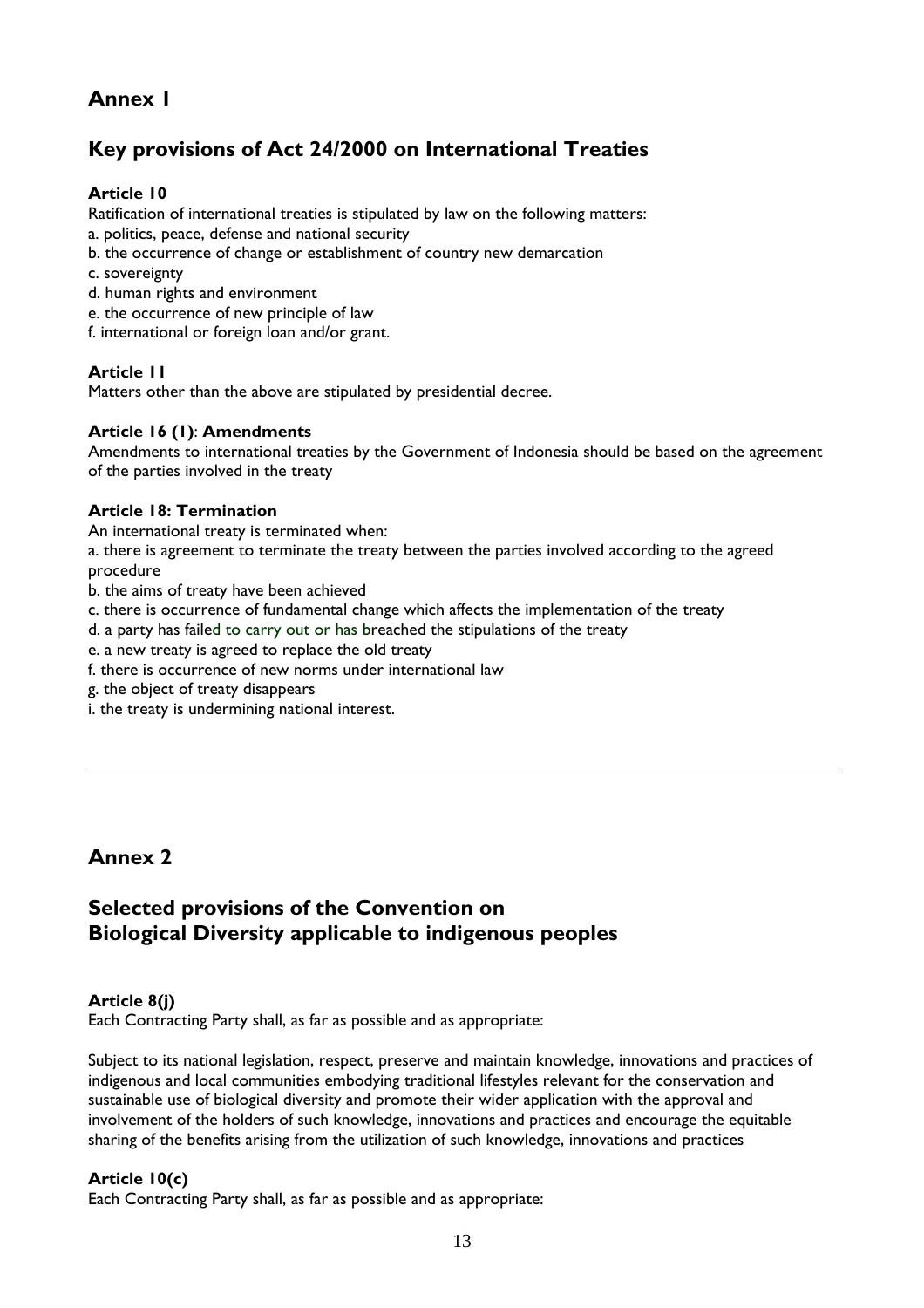# Annex 1

## Key provisions of Act 24/2000 on International Treaties

**Article 10**

Ratification of international treaties is stipulated by law on the following matters:

a. politics, peace, defense and national security
b. the occurrence of change or establishment of country new demarcation
c. sovereignty
d. human rights and environment
e. the occurrence of new principle of law
f. international or foreign loan and/or grant.

**Article 11**

Matters other than the above are stipulated by presidential decree.

**Article 16 (1)**: **Amendments**

Amendments to international treaties by the Government of Indonesia should be based on the agreement of the parties involved in the treaty

**Article 18: Termination**

An international treaty is terminated when:

a. there is agreement to terminate the treaty between the parties involved according to the agreed procedure
b. the aims of treaty have been achieved
c. there is occurrence of fundamental change which affects the implementation of the treaty
d. a party has failed to carry out or has breached the stipulations of the treaty
e. a new treaty is agreed to replace the old treaty
f. there is occurrence of new norms under international law
g. the object of treaty disappears
i. the treaty is undermining national interest.

---

# Annex 2

## Selected provisions of the Convention on Biological Diversity applicable to indigenous peoples

**Article 8(j)**

Each Contracting Party shall, as far as possible and as appropriate:

Subject to its national legislation, respect, preserve and maintain knowledge, innovations and practices of indigenous and local communities embodying traditional lifestyles relevant for the conservation and sustainable use of biological diversity and promote their wider application with the approval and involvement of the holders of such knowledge, innovations and practices and encourage the equitable sharing of the benefits arising from the utilization of such knowledge, innovations and practices

**Article 10(c)**

Each Contracting Party shall, as far as possible and as appropriate: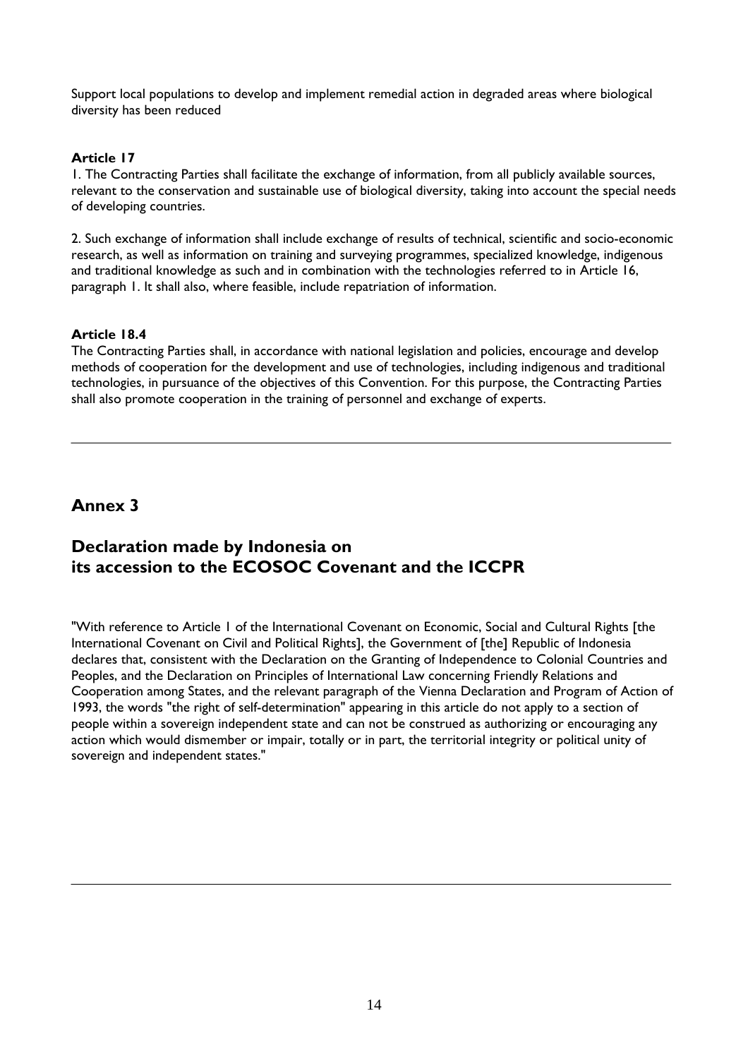Support local populations to develop and implement remedial action in degraded areas where biological diversity has been reduced

**Article 17**

1. The Contracting Parties shall facilitate the exchange of information, from all publicly available sources, relevant to the conservation and sustainable use of biological diversity, taking into account the special needs of developing countries.

2. Such exchange of information shall include exchange of results of technical, scientific and socio-economic research, as well as information on training and surveying programmes, specialized knowledge, indigenous and traditional knowledge as such and in combination with the technologies referred to in Article 16, paragraph 1. It shall also, where feasible, include repatriation of information.

**Article 18.4**

The Contracting Parties shall, in accordance with national legislation and policies, encourage and develop methods of cooperation for the development and use of technologies, including indigenous and traditional technologies, in pursuance of the objectives of this Convention. For this purpose, the Contracting Parties shall also promote cooperation in the training of personnel and exchange of experts.

---

## Annex 3

## Declaration made by Indonesia on its accession to the ECOSOC Covenant and the ICCPR

"With reference to Article 1 of the International Covenant on Economic, Social and Cultural Rights [the International Covenant on Civil and Political Rights], the Government of [the] Republic of Indonesia declares that, consistent with the Declaration on the Granting of Independence to Colonial Countries and Peoples, and the Declaration on Principles of International Law concerning Friendly Relations and Cooperation among States, and the relevant paragraph of the Vienna Declaration and Program of Action of 1993, the words "the right of self-determination" appearing in this article do not apply to a section of people within a sovereign independent state and can not be construed as authorizing or encouraging any action which would dismember or impair, totally or in part, the territorial integrity or political unity of sovereign and independent states."

---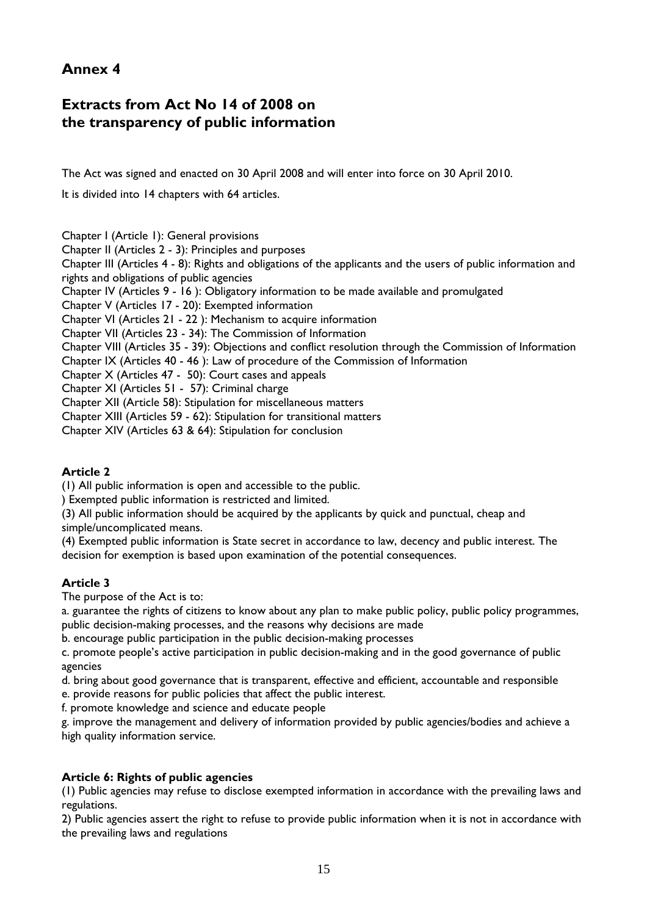## Annex 4

## Extracts from Act No 14 of 2008 on the transparency of public information

The Act was signed and enacted on 30 April 2008 and will enter into force on 30 April 2010.

It is divided into 14 chapters with 64 articles.

Chapter I (Article 1): General provisions
Chapter II (Articles 2 - 3): Principles and purposes
Chapter III (Articles 4 - 8): Rights and obligations of the applicants and the users of public information and rights and obligations of public agencies
Chapter IV (Articles 9 - 16 ): Obligatory information to be made available and promulgated
Chapter V (Articles 17 - 20): Exempted information
Chapter VI (Articles 21 - 22 ): Mechanism to acquire information
Chapter VII (Articles 23 - 34): The Commission of Information
Chapter VIII (Articles 35 - 39): Objections and conflict resolution through the Commission of Information
Chapter IX (Articles 40 - 46 ): Law of procedure of the Commission of Information
Chapter X (Articles 47 - 50): Court cases and appeals
Chapter XI (Articles 51 - 57): Criminal charge
Chapter XII (Article 58): Stipulation for miscellaneous matters
Chapter XIII (Articles 59 - 62): Stipulation for transitional matters
Chapter XIV (Articles 63 & 64): Stipulation for conclusion

**Article 2**

(1) All public information is open and accessible to the public.
) Exempted public information is restricted and limited.
(3) All public information should be acquired by the applicants by quick and punctual, cheap and simple/uncomplicated means.
(4) Exempted public information is State secret in accordance to law, decency and public interest. The decision for exemption is based upon examination of the potential consequences.

**Article 3**

The purpose of the Act is to:
a. guarantee the rights of citizens to know about any plan to make public policy, public policy programmes, public decision-making processes, and the reasons why decisions are made
b. encourage public participation in the public decision-making processes
c. promote people's active participation in public decision-making and in the good governance of public agencies
d. bring about good governance that is transparent, effective and efficient, accountable and responsible
e. provide reasons for public policies that affect the public interest.
f. promote knowledge and science and educate people
g. improve the management and delivery of information provided by public agencies/bodies and achieve a high quality information service.

**Article 6: Rights of public agencies**

(1) Public agencies may refuse to disclose exempted information in accordance with the prevailing laws and regulations.
2) Public agencies assert the right to refuse to provide public information when it is not in accordance with the prevailing laws and regulations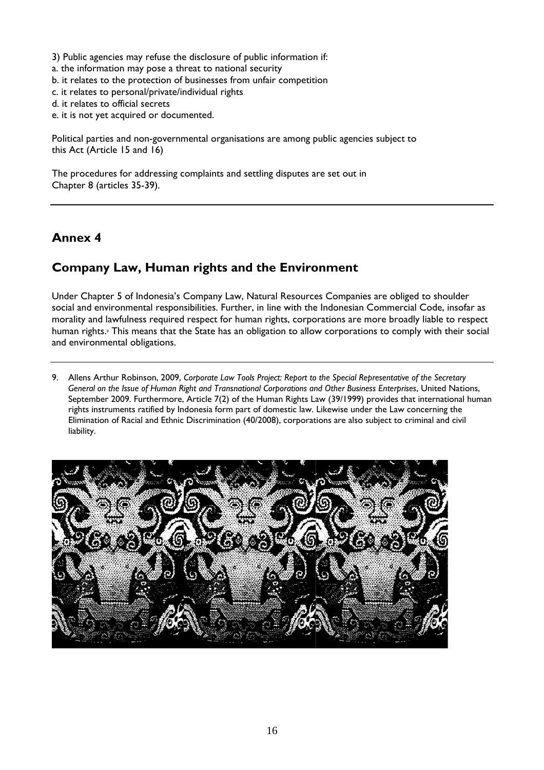3) Public agencies may refuse the disclosure of public information if:
a. the information may pose a threat to national security
b. it relates to the protection of businesses from unfair competition
c. it relates to personal/private/individual rights
d. it relates to official secrets
e. it is not yet acquired or documented.

Political parties and non-governmental organisations are among public agencies subject to this Act (Article 15 and 16)

The procedures for addressing complaints and settling disputes are set out in Chapter 8 (articles 35-39).

## Annex 4

## Company Law, Human rights and the Environment

Under Chapter 5 of Indonesia's Company Law, Natural Resources Companies are obliged to shoulder social and environmental responsibilities. Further, in line with the Indonesian Commercial Code, insofar as morality and lawfulness required respect for human rights, corporations are more broadly liable to respect human rights.[9] This means that the State has an obligation to allow corporations to comply with their social and environmental obligations.

9. Allens Arthur Robinson, 2009, *Corporate Law Tools Project: Report to the Special Representative of the Secretary General on the Issue of Human Right and Transnational Corporations and Other Business Enterprises*, United Nations, September 2009. Furthermore, Article 7(2) of the Human Rights Law (39/1999) provides that international human rights instruments ratified by Indonesia form part of domestic law. Likewise under the Law concerning the Elimination of Racial and Ethnic Discrimination (40/2008), corporations are also subject to criminal and civil liability.